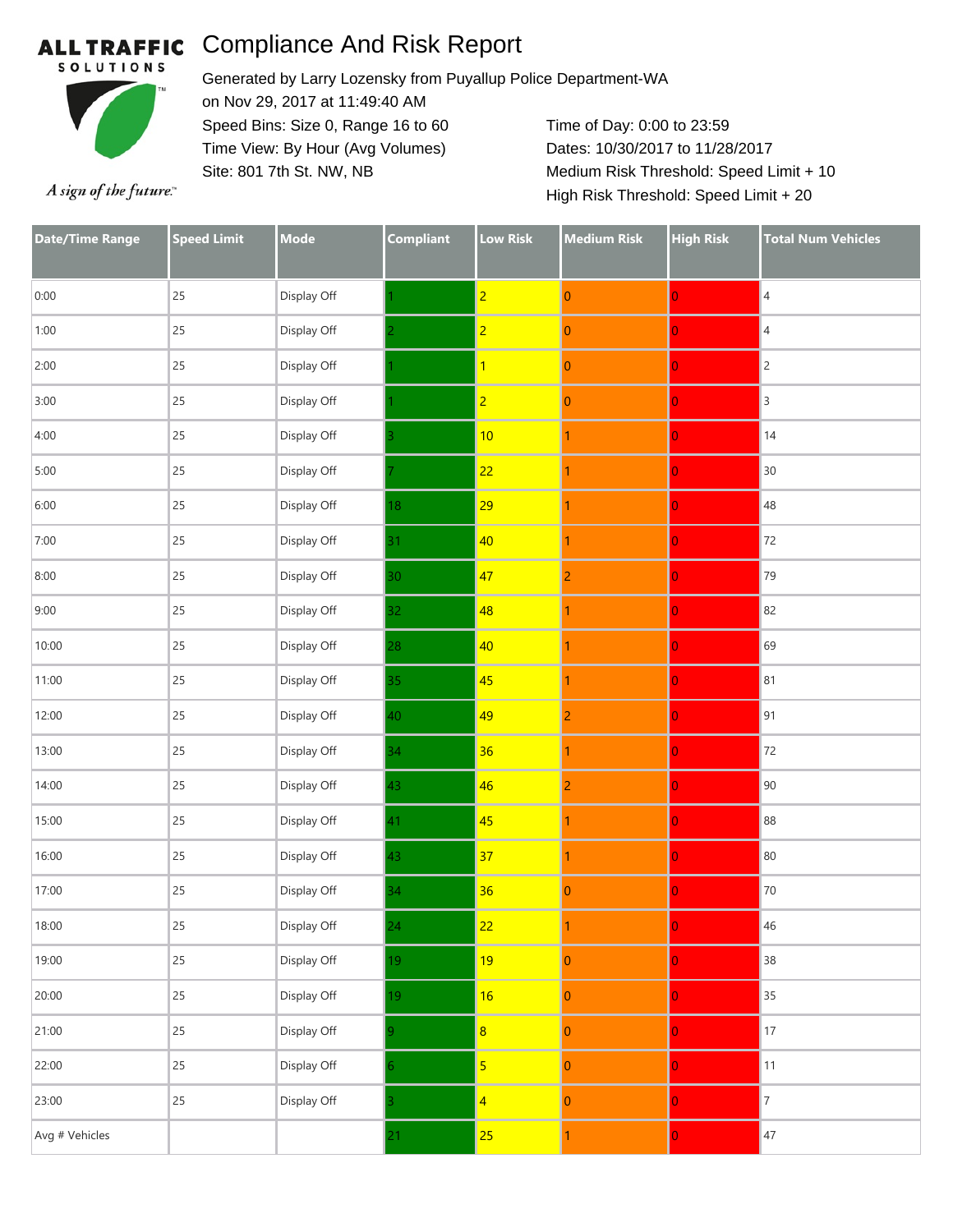ALL TRAFFIC SOLUTIONS

*A sign of the future.*

# Compliance And Risk Report

Generated by Larry Lozensky from Puyallup Police Department-WA
on Nov 29, 2017 at 11:49:40 AM
Speed Bins: Size 0, Range 16 to 60
Time View: By Hour (Avg Volumes)
Site: 801 7th St. NW, NB

Time of Day: 0:00 to 23:59
Dates: 10/30/2017 to 11/28/2017
Medium Risk Threshold: Speed Limit + 10
High Risk Threshold: Speed Limit + 20

| Date/Time Range | Speed Limit | Mode | Compliant | Low Risk | Medium Risk | High Risk | Total Num Vehicles |
|---|---|---|---|---|---|---|---|
| 0:00 | 25 | Display Off | 1 | 2 | 0 | 0 | 4 |
| 1:00 | 25 | Display Off | 2 | 2 | 0 | 0 | 4 |
| 2:00 | 25 | Display Off | 1 | 1 | 0 | 0 | 2 |
| 3:00 | 25 | Display Off | 1 | 2 | 0 | 0 | 3 |
| 4:00 | 25 | Display Off | 3 | 10 | 1 | 0 | 14 |
| 5:00 | 25 | Display Off | 7 | 22 | 1 | 0 | 30 |
| 6:00 | 25 | Display Off | 18 | 29 | 1 | 0 | 48 |
| 7:00 | 25 | Display Off | 31 | 40 | 1 | 0 | 72 |
| 8:00 | 25 | Display Off | 30 | 47 | 2 | 0 | 79 |
| 9:00 | 25 | Display Off | 32 | 48 | 1 | 0 | 82 |
| 10:00 | 25 | Display Off | 28 | 40 | 1 | 0 | 69 |
| 11:00 | 25 | Display Off | 35 | 45 | 1 | 0 | 81 |
| 12:00 | 25 | Display Off | 40 | 49 | 2 | 0 | 91 |
| 13:00 | 25 | Display Off | 34 | 36 | 1 | 0 | 72 |
| 14:00 | 25 | Display Off | 43 | 46 | 2 | 0 | 90 |
| 15:00 | 25 | Display Off | 41 | 45 | 1 | 0 | 88 |
| 16:00 | 25 | Display Off | 43 | 37 | 1 | 0 | 80 |
| 17:00 | 25 | Display Off | 34 | 36 | 0 | 0 | 70 |
| 18:00 | 25 | Display Off | 24 | 22 | 1 | 0 | 46 |
| 19:00 | 25 | Display Off | 19 | 19 | 0 | 0 | 38 |
| 20:00 | 25 | Display Off | 19 | 16 | 0 | 0 | 35 |
| 21:00 | 25 | Display Off | 9 | 8 | 0 | 0 | 17 |
| 22:00 | 25 | Display Off | 6 | 5 | 0 | 0 | 11 |
| 23:00 | 25 | Display Off | 3 | 4 | 0 | 0 | 7 |
| Avg # Vehicles | | | 21 | 25 | 1 | 0 | 47 |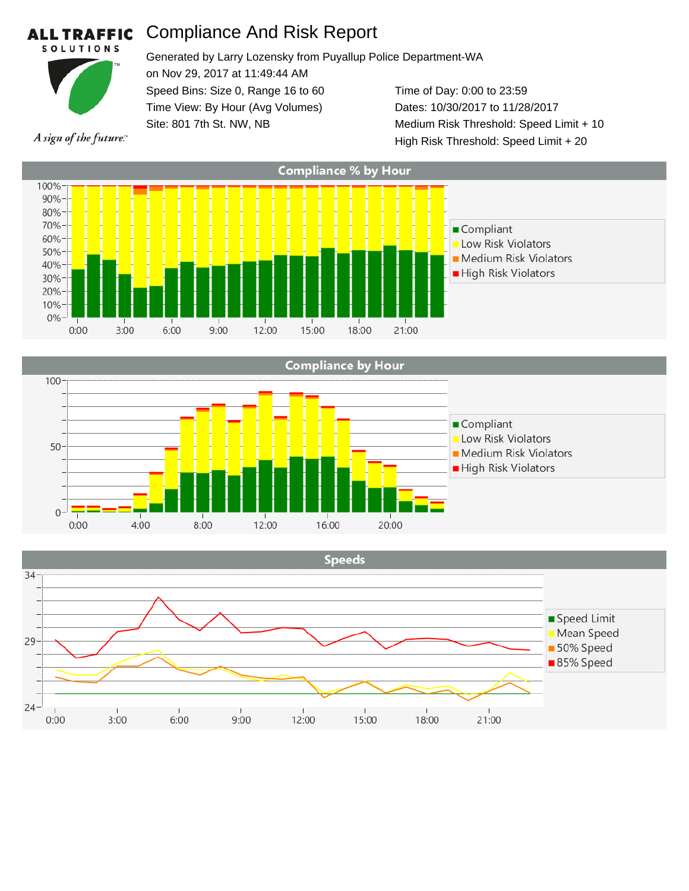ALL TRAFFIC SOLUTIONS

*A sign of the future.*

# Compliance And Risk Report

Generated by Larry Lozensky from Puyallup Police Department-WA
on Nov 29, 2017 at 11:49:44 AM

| | |
|---|---|
| Speed Bins: Size 0, Range 16 to 60 | Time of Day: 0:00 to 23:59 |
| Time View: By Hour (Avg Volumes) | Dates: 10/30/2017 to 11/28/2017 |
| Site: 801 7th St. NW, NB | Medium Risk Threshold: Speed Limit + 10 |
| | High Risk Threshold: Speed Limit + 20 |

## Compliance % by Hour

Legend: Compliant, Low Risk Violators, Medium Risk Violators, High Risk Violators

## Compliance by Hour

Legend: Compliant, Low Risk Violators, Medium Risk Violators, High Risk Violators

## Speeds

Legend: Speed Limit, Mean Speed, 50% Speed, 85% Speed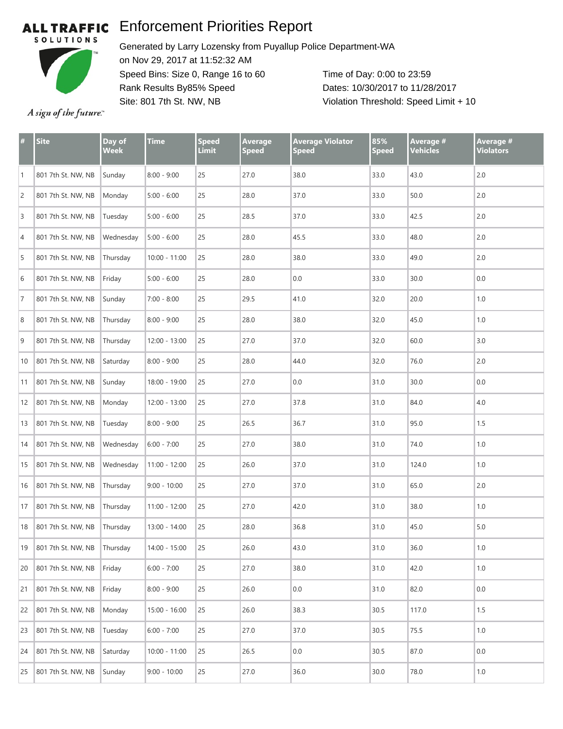# Enforcement Priorities Report

**ALL TRAFFIC SOLUTIONS**

*A sign of the future.*™

Generated by Larry Lozensky from Puyallup Police Department-WA
on Nov 29, 2017 at 11:52:32 AM
Speed Bins: Size 0, Range 16 to 60
Rank Results By85% Speed
Site: 801 7th St. NW, NB

Time of Day: 0:00 to 23:59
Dates: 10/30/2017 to 11/28/2017
Violation Threshold: Speed Limit + 10

| # | Site | Day of Week | Time | Speed Limit | Average Speed | Average Violator Speed | 85% Speed | Average # Vehicles | Average # Violators |
|---|---|---|---|---|---|---|---|---|---|
| 1 | 801 7th St. NW, NB | Sunday | 8:00 - 9:00 | 25 | 27.0 | 38.0 | 33.0 | 43.0 | 2.0 |
| 2 | 801 7th St. NW, NB | Monday | 5:00 - 6:00 | 25 | 28.0 | 37.0 | 33.0 | 50.0 | 2.0 |
| 3 | 801 7th St. NW, NB | Tuesday | 5:00 - 6:00 | 25 | 28.5 | 37.0 | 33.0 | 42.5 | 2.0 |
| 4 | 801 7th St. NW, NB | Wednesday | 5:00 - 6:00 | 25 | 28.0 | 45.5 | 33.0 | 48.0 | 2.0 |
| 5 | 801 7th St. NW, NB | Thursday | 10:00 - 11:00 | 25 | 28.0 | 38.0 | 33.0 | 49.0 | 2.0 |
| 6 | 801 7th St. NW, NB | Friday | 5:00 - 6:00 | 25 | 28.0 | 0.0 | 33.0 | 30.0 | 0.0 |
| 7 | 801 7th St. NW, NB | Sunday | 7:00 - 8:00 | 25 | 29.5 | 41.0 | 32.0 | 20.0 | 1.0 |
| 8 | 801 7th St. NW, NB | Thursday | 8:00 - 9:00 | 25 | 28.0 | 38.0 | 32.0 | 45.0 | 1.0 |
| 9 | 801 7th St. NW, NB | Thursday | 12:00 - 13:00 | 25 | 27.0 | 37.0 | 32.0 | 60.0 | 3.0 |
| 10 | 801 7th St. NW, NB | Saturday | 8:00 - 9:00 | 25 | 28.0 | 44.0 | 32.0 | 76.0 | 2.0 |
| 11 | 801 7th St. NW, NB | Sunday | 18:00 - 19:00 | 25 | 27.0 | 0.0 | 31.0 | 30.0 | 0.0 |
| 12 | 801 7th St. NW, NB | Monday | 12:00 - 13:00 | 25 | 27.0 | 37.8 | 31.0 | 84.0 | 4.0 |
| 13 | 801 7th St. NW, NB | Tuesday | 8:00 - 9:00 | 25 | 26.5 | 36.7 | 31.0 | 95.0 | 1.5 |
| 14 | 801 7th St. NW, NB | Wednesday | 6:00 - 7:00 | 25 | 27.0 | 38.0 | 31.0 | 74.0 | 1.0 |
| 15 | 801 7th St. NW, NB | Wednesday | 11:00 - 12:00 | 25 | 26.0 | 37.0 | 31.0 | 124.0 | 1.0 |
| 16 | 801 7th St. NW, NB | Thursday | 9:00 - 10:00 | 25 | 27.0 | 37.0 | 31.0 | 65.0 | 2.0 |
| 17 | 801 7th St. NW, NB | Thursday | 11:00 - 12:00 | 25 | 27.0 | 42.0 | 31.0 | 38.0 | 1.0 |
| 18 | 801 7th St. NW, NB | Thursday | 13:00 - 14:00 | 25 | 28.0 | 36.8 | 31.0 | 45.0 | 5.0 |
| 19 | 801 7th St. NW, NB | Thursday | 14:00 - 15:00 | 25 | 26.0 | 43.0 | 31.0 | 36.0 | 1.0 |
| 20 | 801 7th St. NW, NB | Friday | 6:00 - 7:00 | 25 | 27.0 | 38.0 | 31.0 | 42.0 | 1.0 |
| 21 | 801 7th St. NW, NB | Friday | 8:00 - 9:00 | 25 | 26.0 | 0.0 | 31.0 | 82.0 | 0.0 |
| 22 | 801 7th St. NW, NB | Monday | 15:00 - 16:00 | 25 | 26.0 | 38.3 | 30.5 | 117.0 | 1.5 |
| 23 | 801 7th St. NW, NB | Tuesday | 6:00 - 7:00 | 25 | 27.0 | 37.0 | 30.5 | 75.5 | 1.0 |
| 24 | 801 7th St. NW, NB | Saturday | 10:00 - 11:00 | 25 | 26.5 | 0.0 | 30.5 | 87.0 | 0.0 |
| 25 | 801 7th St. NW, NB | Sunday | 9:00 - 10:00 | 25 | 27.0 | 36.0 | 30.0 | 78.0 | 1.0 |